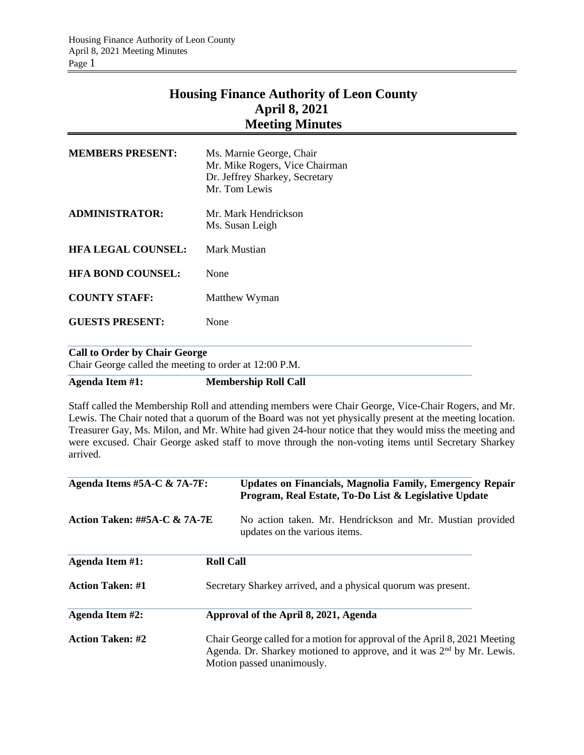# Housing Finance Authority of Leon County
## April 8, 2021
## Meeting Minutes

| | |
|---|---|
| **MEMBERS PRESENT:** | Ms. Marnie George, Chair<br>Mr. Mike Rogers, Vice Chairman<br>Dr. Jeffrey Sharkey, Secretary<br>Mr. Tom Lewis |
| **ADMINISTRATOR:** | Mr. Mark Hendrickson<br>Ms. Susan Leigh |
| **HFA LEGAL COUNSEL:** | Mark Mustian |
| **HFA BOND COUNSEL:** | None |
| **COUNTY STAFF:** | Matthew Wyman |
| **GUESTS PRESENT:** | None |

**Call to Order by Chair George**

Chair George called the meeting to order at 12:00 P.M.

**Agenda Item #1: Membership Roll Call**

Staff called the Membership Roll and attending members were Chair George, Vice-Chair Rogers, and Mr. Lewis. The Chair noted that a quorum of the Board was not yet physically present at the meeting location. Treasurer Gay, Ms. Milon, and Mr. White had given 24-hour notice that they would miss the meeting and were excused. Chair George asked staff to move through the non-voting items until Secretary Sharkey arrived.

**Agenda Items #5A-C & 7A-7F: Updates on Financials, Magnolia Family, Emergency Repair Program, Real Estate, To-Do List & Legislative Update**

**Action Taken: ##5A-C & 7A-7E** No action taken. Mr. Hendrickson and Mr. Mustian provided updates on the various items.

**Agenda Item #1: Roll Call**

**Action Taken: #1** Secretary Sharkey arrived, and a physical quorum was present.

**Agenda Item #2: Approval of the April 8, 2021, Agenda**

**Action Taken: #2** Chair George called for a motion for approval of the April 8, 2021 Meeting Agenda. Dr. Sharkey motioned to approve, and it was 2nd by Mr. Lewis. Motion passed unanimously.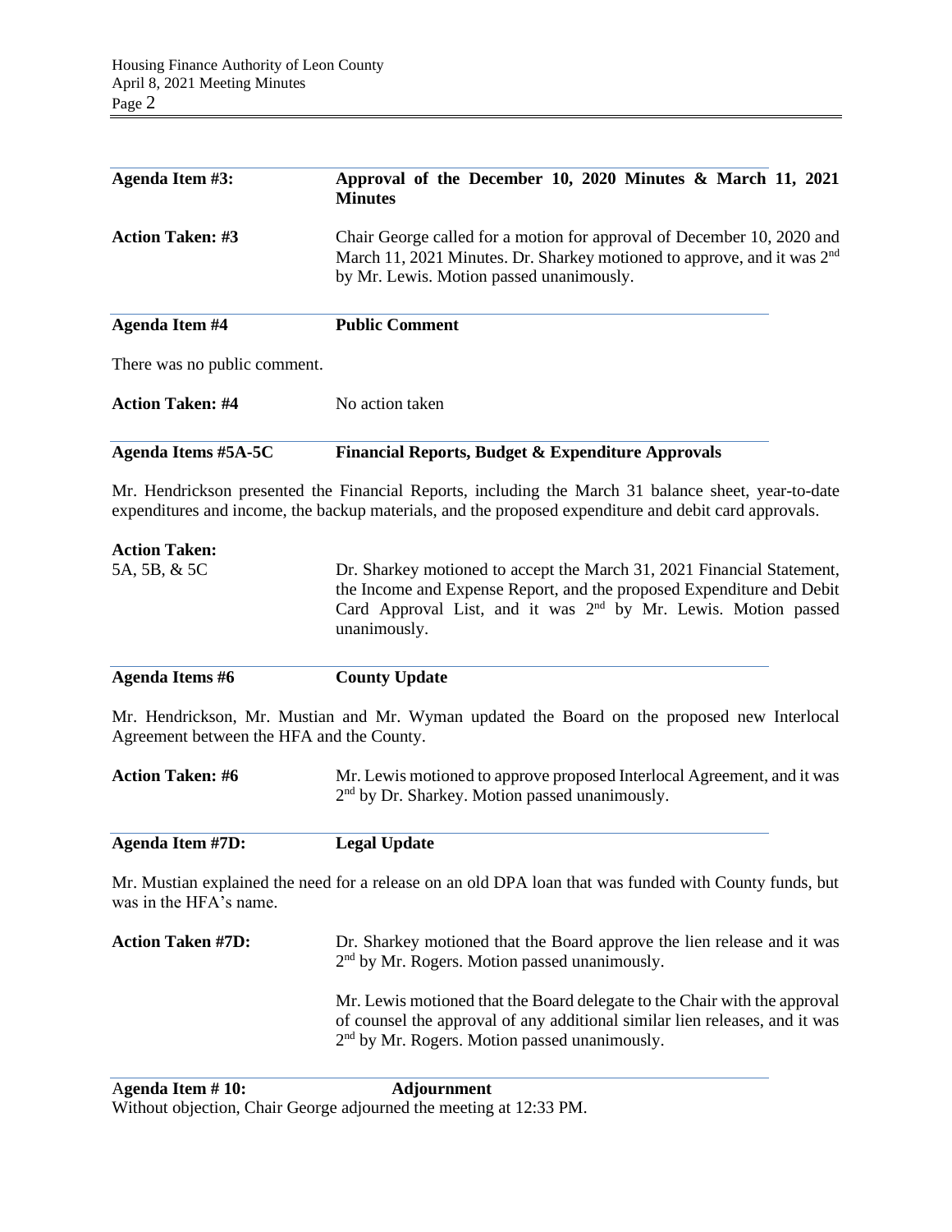**Agenda Item #3:** **Approval of the December 10, 2020 Minutes & March 11, 2021 Minutes**

**Action Taken: #3** Chair George called for a motion for approval of December 10, 2020 and March 11, 2021 Minutes. Dr. Sharkey motioned to approve, and it was 2nd by Mr. Lewis. Motion passed unanimously.

**Agenda Item #4** **Public Comment**

There was no public comment.

**Action Taken: #4** No action taken

**Agenda Items #5A-5C** **Financial Reports, Budget & Expenditure Approvals**

Mr. Hendrickson presented the Financial Reports, including the March 31 balance sheet, year-to-date expenditures and income, the backup materials, and the proposed expenditure and debit card approvals.

**Action Taken:**
5A, 5B, & 5C Dr. Sharkey motioned to accept the March 31, 2021 Financial Statement, the Income and Expense Report, and the proposed Expenditure and Debit Card Approval List, and it was 2nd by Mr. Lewis. Motion passed unanimously.

**Agenda Items #6** **County Update**

Mr. Hendrickson, Mr. Mustian and Mr. Wyman updated the Board on the proposed new Interlocal Agreement between the HFA and the County.

**Action Taken: #6** Mr. Lewis motioned to approve proposed Interlocal Agreement, and it was 2nd by Dr. Sharkey. Motion passed unanimously.

**Agenda Item #7D:** **Legal Update**

Mr. Mustian explained the need for a release on an old DPA loan that was funded with County funds, but was in the HFA's name.

**Action Taken #7D:** Dr. Sharkey motioned that the Board approve the lien release and it was 2nd by Mr. Rogers. Motion passed unanimously.

Mr. Lewis motioned that the Board delegate to the Chair with the approval of counsel the approval of any additional similar lien releases, and it was 2nd by Mr. Rogers. Motion passed unanimously.

**Agenda Item # 10:** **Adjournment**

Without objection, Chair George adjourned the meeting at 12:33 PM.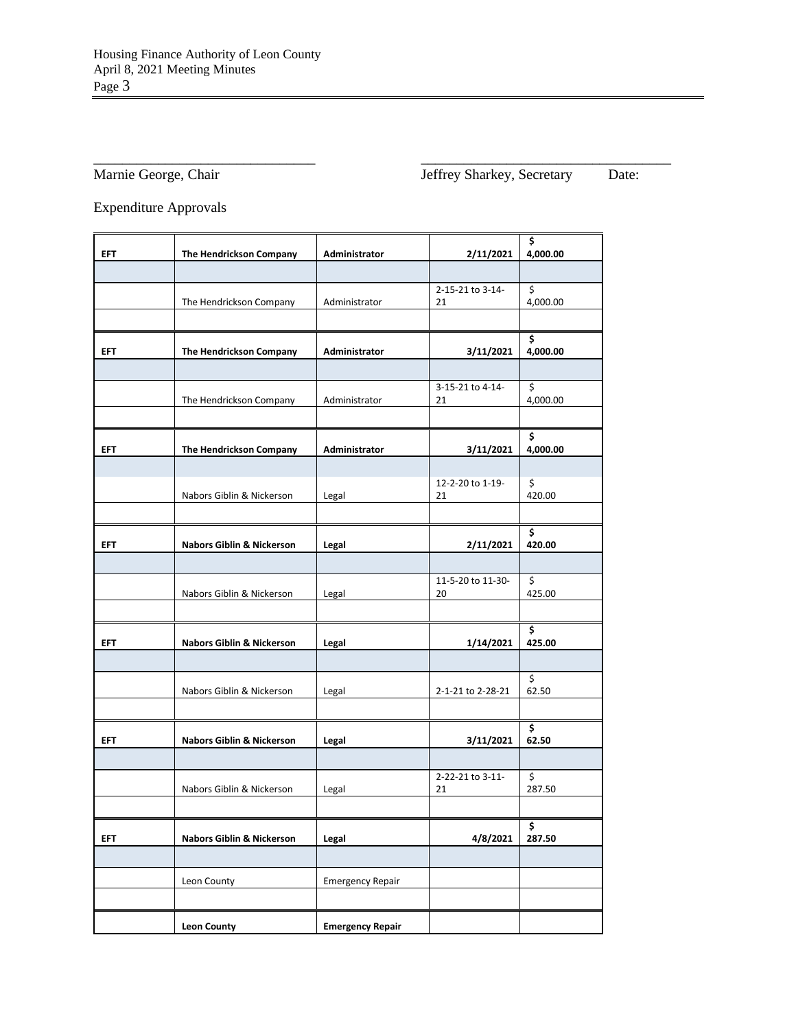\_\_\_\_\_\_\_\_\_\_\_\_\_\_\_\_\_\_\_\_\_\_\_\_\_\_\_\_\_\_\_\_ \_\_\_\_\_\_\_\_\_\_\_\_\_\_\_\_\_\_\_\_\_\_\_\_\_\_\_\_\_\_\_\_\_\_\_\_

Marnie George, Chair Jeffrey Sharkey, Secretary Date:

Expenditure Approvals

| | | | | |
|---|---|---|---|---|
| **EFT** | **The Hendrickson Company** | **Administrator** | **2/11/2021** | **$ 4,000.00** |
| | | | | |
| | The Hendrickson Company | Administrator | 2-15-21 to 3-14-21 | $ 4,000.00 |
| | | | | |
| **EFT** | **The Hendrickson Company** | **Administrator** | **3/11/2021** | **$ 4,000.00** |
| | | | | |
| | The Hendrickson Company | Administrator | 3-15-21 to 4-14-21 | $ 4,000.00 |
| | | | | |
| **EFT** | **The Hendrickson Company** | **Administrator** | **3/11/2021** | **$ 4,000.00** |
| | | | | |
| | Nabors Giblin & Nickerson | Legal | 12-2-20 to 1-19-21 | $ 420.00 |
| | | | | |
| **EFT** | **Nabors Giblin & Nickerson** | **Legal** | **2/11/2021** | **$ 420.00** |
| | | | | |
| | Nabors Giblin & Nickerson | Legal | 11-5-20 to 11-30-20 | $ 425.00 |
| | | | | |
| **EFT** | **Nabors Giblin & Nickerson** | **Legal** | **1/14/2021** | **$ 425.00** |
| | | | | |
| | Nabors Giblin & Nickerson | Legal | 2-1-21 to 2-28-21 | $ 62.50 |
| | | | | |
| **EFT** | **Nabors Giblin & Nickerson** | **Legal** | **3/11/2021** | **$ 62.50** |
| | | | | |
| | Nabors Giblin & Nickerson | Legal | 2-22-21 to 3-11-21 | $ 287.50 |
| | | | | |
| **EFT** | **Nabors Giblin & Nickerson** | **Legal** | **4/8/2021** | **$ 287.50** |
| | | | | |
| | Leon County | Emergency Repair | | |
| | | | | |
| | **Leon County** | **Emergency Repair** | | |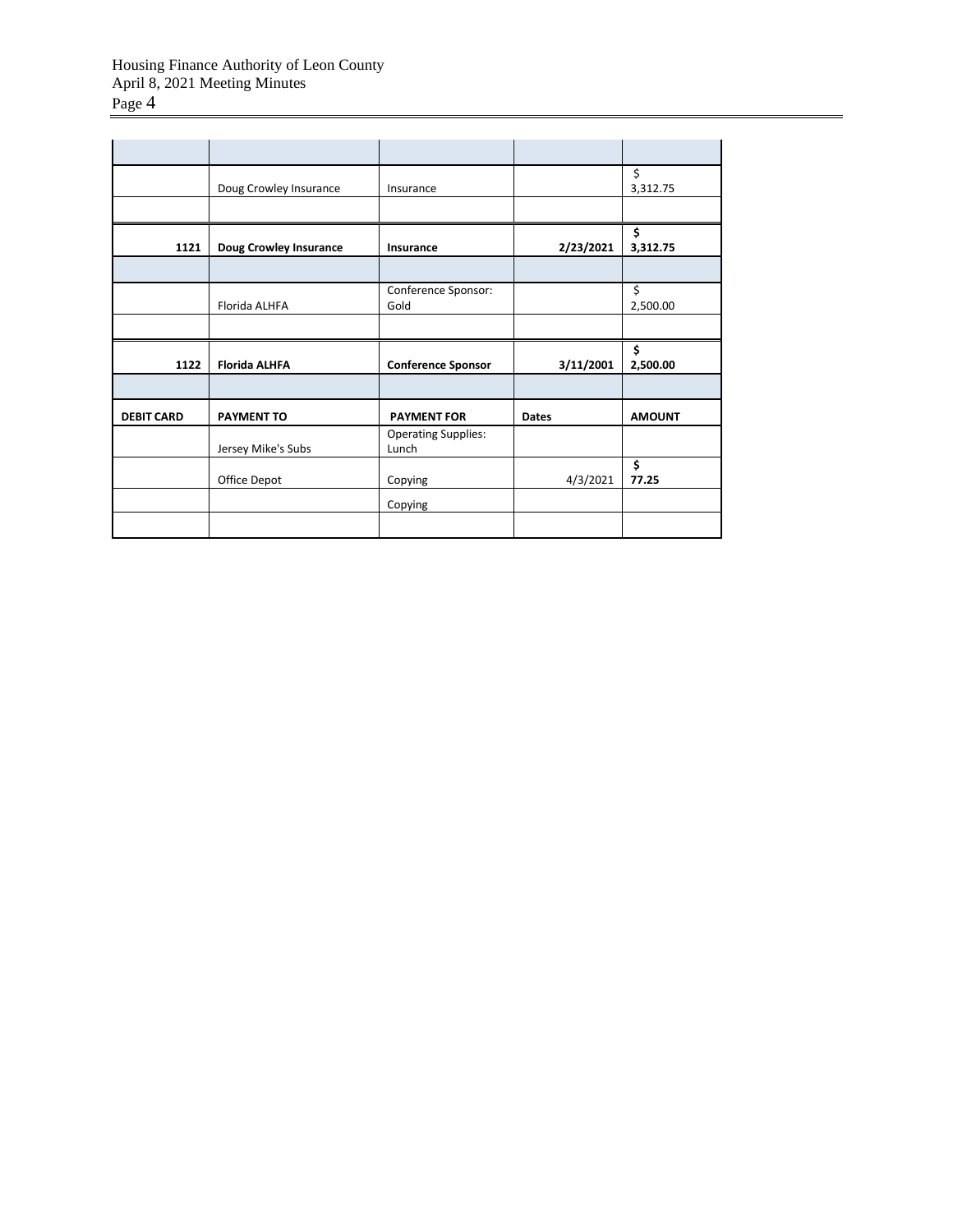| | | | | |
|---|---|---|---|---|
| | | | | |
| | Doug Crowley Insurance | Insurance | | $ 3,312.75 |
| | | | | |
| **1121** | **Doug Crowley Insurance** | **Insurance** | **2/23/2021** | **$ 3,312.75** |
| | | | | |
| | Florida ALHFA | Conference Sponsor: Gold | | $ 2,500.00 |
| | | | | |
| **1122** | **Florida ALHFA** | **Conference Sponsor** | **3/11/2001** | **$ 2,500.00** |
| | | | | |
| **DEBIT CARD** | **PAYMENT TO** | **PAYMENT FOR** | **Dates** | **AMOUNT** |
| | Jersey Mike's Subs | Operating Supplies: Lunch | | |
| | Office Depot | Copying | 4/3/2021 | **$ 77.25** |
| | | Copying | | |
| | | | | |